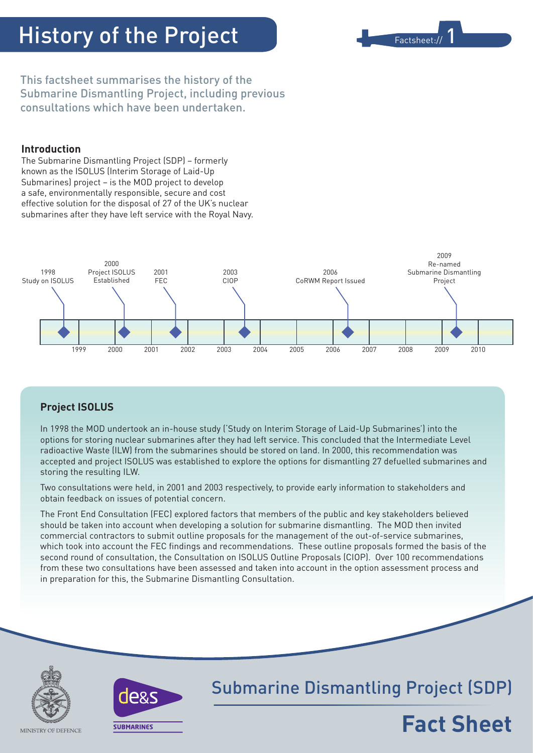# History of the Project

Factsheet:// 1

This factsheet summarises the history of the Submarine Dismantling Project, including previous consultations which have been undertaken.

### Introduction

The Submarine Dismantling Project (SDP) – formerly known as the ISOLUS (Interim Storage of Laid-Up Submarines) project – is the MOD project to develop a safe, environmentally responsible, secure and cost effective solution for the disposal of 27 of the UK's nuclear submarines after they have left service with the Royal Navy.

- 1998 Study on ISOLUS
- 2000 Project ISOLUS Established
- 2001 FEC
- 2003 CIOP
- 2006 CoRWM Report Issued
- 2009 Re-named Submarine Dismantling Project

### Project ISOLUS

In 1998 the MOD undertook an in-house study ('Study on Interim Storage of Laid-Up Submarines') into the options for storing nuclear submarines after they had left service. This concluded that the Intermediate Level radioactive Waste (ILW) from the submarines should be stored on land. In 2000, this recommendation was accepted and project ISOLUS was established to explore the options for dismantling 27 defuelled submarines and storing the resulting ILW.

Two consultations were held, in 2001 and 2003 respectively, to provide early information to stakeholders and obtain feedback on issues of potential concern.

The Front End Consultation (FEC) explored factors that members of the public and key stakeholders believed should be taken into account when developing a solution for submarine dismantling. The MOD then invited commercial contractors to submit outline proposals for the management of the out-of-service submarines, which took into account the FEC findings and recommendations. These outline proposals formed the basis of the second round of consultation, the Consultation on ISOLUS Outline Proposals (CIOP). Over 100 recommendations from these two consultations have been assessed and taken into account in the option assessment process and in preparation for this, the Submarine Dismantling Consultation.

MINISTRY OF DEFENCE

de&s SUBMARINES

Submarine Dismantling Project (SDP)

**Fact Sheet**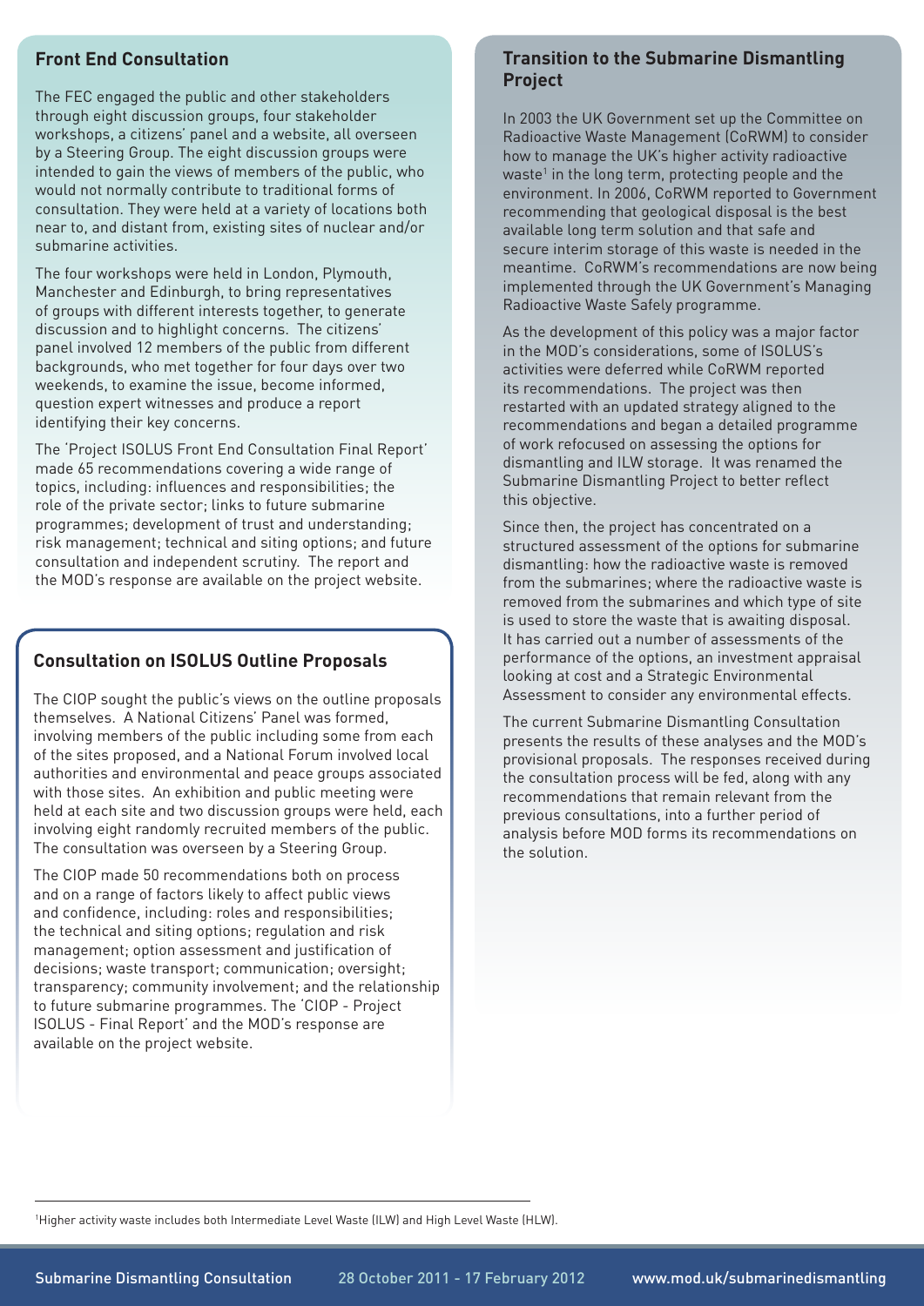## Front End Consultation

The FEC engaged the public and other stakeholders through eight discussion groups, four stakeholder workshops, a citizens' panel and a website, all overseen by a Steering Group. The eight discussion groups were intended to gain the views of members of the public, who would not normally contribute to traditional forms of consultation. They were held at a variety of locations both near to, and distant from, existing sites of nuclear and/or submarine activities.

The four workshops were held in London, Plymouth, Manchester and Edinburgh, to bring representatives of groups with different interests together, to generate discussion and to highlight concerns. The citizens' panel involved 12 members of the public from different backgrounds, who met together for four days over two weekends, to examine the issue, become informed, question expert witnesses and produce a report identifying their key concerns.

The 'Project ISOLUS Front End Consultation Final Report' made 65 recommendations covering a wide range of topics, including: influences and responsibilities; the role of the private sector; links to future submarine programmes; development of trust and understanding; risk management; technical and siting options; and future consultation and independent scrutiny. The report and the MOD's response are available on the project website.

## Consultation on ISOLUS Outline Proposals

The CIOP sought the public's views on the outline proposals themselves. A National Citizens' Panel was formed, involving members of the public including some from each of the sites proposed, and a National Forum involved local authorities and environmental and peace groups associated with those sites. An exhibition and public meeting were held at each site and two discussion groups were held, each involving eight randomly recruited members of the public. The consultation was overseen by a Steering Group.

The CIOP made 50 recommendations both on process and on a range of factors likely to affect public views and confidence, including: roles and responsibilities; the technical and siting options; regulation and risk management; option assessment and justification of decisions; waste transport; communication; oversight; transparency; community involvement; and the relationship to future submarine programmes. The 'CIOP - Project ISOLUS - Final Report' and the MOD's response are available on the project website.

## Transition to the Submarine Dismantling Project

In 2003 the UK Government set up the Committee on Radioactive Waste Management (CoRWM) to consider how to manage the UK's higher activity radioactive waste[1] in the long term, protecting people and the environment. In 2006, CoRWM reported to Government recommending that geological disposal is the best available long term solution and that safe and secure interim storage of this waste is needed in the meantime. CoRWM's recommendations are now being implemented through the UK Government's Managing Radioactive Waste Safely programme.

As the development of this policy was a major factor in the MOD's considerations, some of ISOLUS's activities were deferred while CoRWM reported its recommendations. The project was then restarted with an updated strategy aligned to the recommendations and began a detailed programme of work refocused on assessing the options for dismantling and ILW storage. It was renamed the Submarine Dismantling Project to better reflect this objective.

Since then, the project has concentrated on a structured assessment of the options for submarine dismantling: how the radioactive waste is removed from the submarines; where the radioactive waste is removed from the submarines and which type of site is used to store the waste that is awaiting disposal. It has carried out a number of assessments of the performance of the options, an investment appraisal looking at cost and a Strategic Environmental Assessment to consider any environmental effects.

The current Submarine Dismantling Consultation presents the results of these analyses and the MOD's provisional proposals. The responses received during the consultation process will be fed, along with any recommendations that remain relevant from the previous consultations, into a further period of analysis before MOD forms its recommendations on the solution.

[1] Higher activity waste includes both Intermediate Level Waste (ILW) and High Level Waste (HLW).